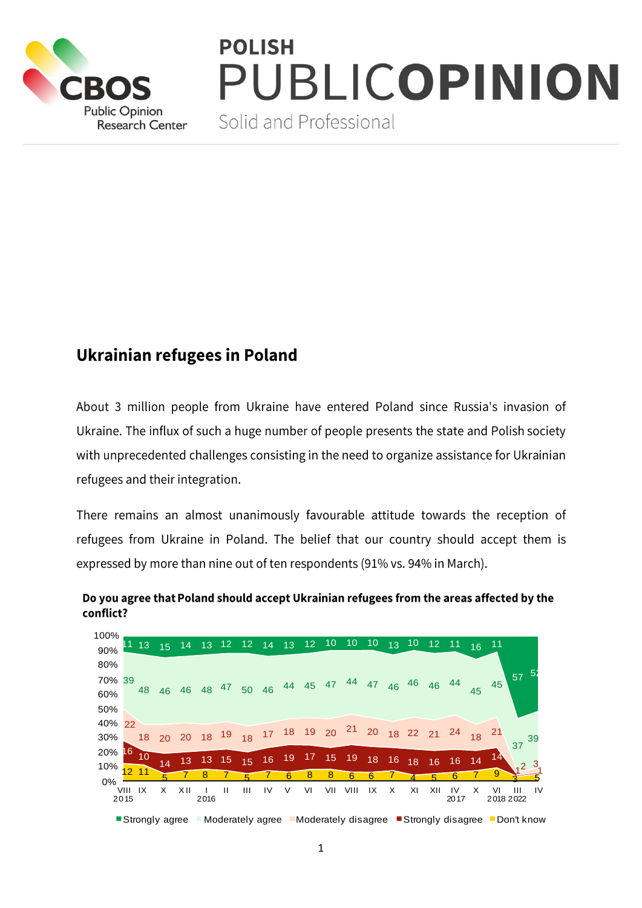# Ukrainian refugees in Poland

About 3 million people from Ukraine have entered Poland since Russia's invasion of Ukraine. The influx of such a huge number of people presents the state and Polish society with unprecedented challenges consisting in the need to organize assistance for Ukrainian refugees and their integration.

There remains an almost unanimously favourable attitude towards the reception of refugees from Ukraine in Poland. The belief that our country should accept them is expressed by more than nine out of ten respondents (91% vs. 94% in March).

**Do you agree that Poland should accept Ukrainian refugees from the areas affected by the conflict?**

| | VIII 2015 | IX | X | XII | I 2016 | II | III | IV | V | VI | VII | VIII | IX | X | XI | XII | IV 2017 | X | VI 2018 | III 2022 | IV |
|---|---|---|---|---|---|---|---|---|---|---|---|---|---|---|---|---|---|---|---|---|---|
| Strongly agree | 11 | 13 | 15 | 14 | 13 | 12 | 12 | 14 | 13 | 12 | 10 | 10 | 10 | 13 | 10 | 12 | 11 | 16 | 11 | 57 | 52 |
| Moderately agree | 39 | 48 | 46 | 46 | 48 | 47 | 50 | 46 | 44 | 45 | 47 | 44 | 47 | 46 | 46 | 46 | 44 | 45 | 45 | 37 | 39 |
| Moderately disagree | 22 | 18 | 20 | 20 | 18 | 19 | 18 | 17 | 18 | 19 | 20 | 21 | 20 | 18 | 22 | 21 | 24 | 18 | 21 | 2 | 3 |
| Strongly disagree | 16 | 10 | 14 | 13 | 13 | 15 | 15 | 16 | 19 | 17 | 15 | 19 | 18 | 16 | 18 | 16 | 16 | 14 | 14 | 1 | 1 |
| Don't know | 12 | 11 | 5 | 7 | 8 | 7 | 5 | 7 | 6 | 8 | 8 | 6 | 6 | 7 | 4 | 5 | 6 | 7 | 9 | 3 | 5 |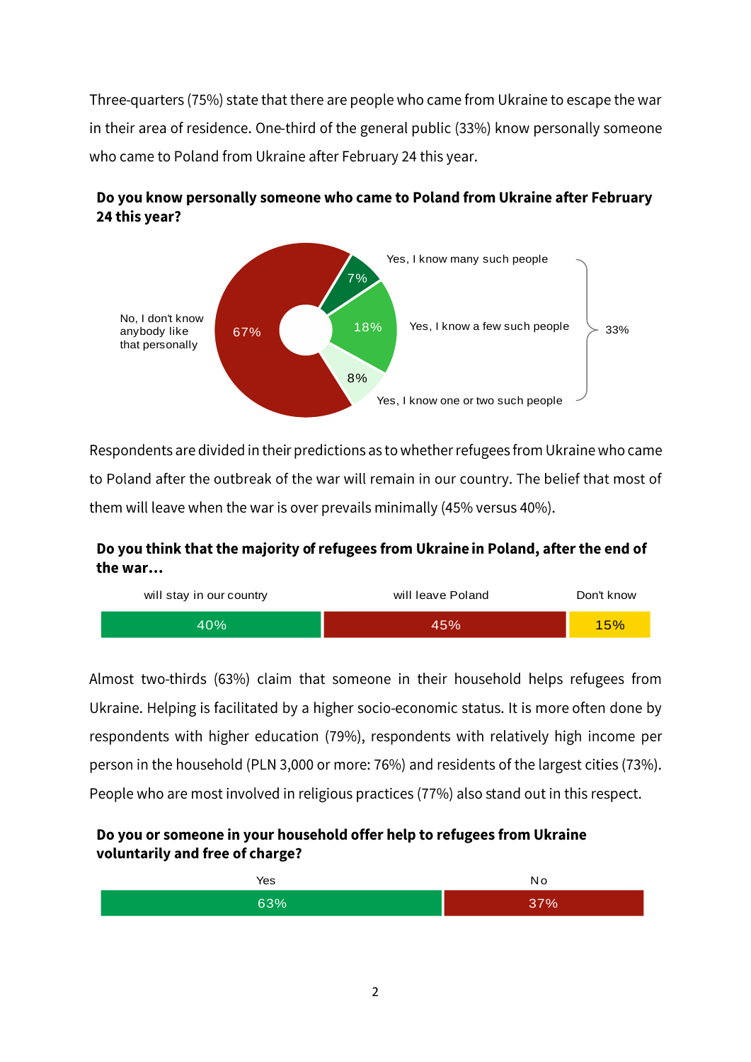Three-quarters (75%) state that there are people who came from Ukraine to escape the war in their area of residence. One-third of the general public (33%) know personally someone who came to Poland from Ukraine after February 24 this year.

**Do you know personally someone who came to Poland from Ukraine after February 24 this year?**

| Answer | % |
| --- | --- |
| Yes, I know many such people | 7% |
| Yes, I know a few such people | 18% |
| Yes, I know one or two such people | 8% |
| (Yes, total) | 33% |
| No, I don't know anybody like that personally | 67% |

Respondents are divided in their predictions as to whether refugees from Ukraine who came to Poland after the outbreak of the war will remain in our country. The belief that most of them will leave when the war is over prevails minimally (45% versus 40%).

**Do you think that the majority of refugees from Ukraine in Poland, after the end of the war...**

| will stay in our country | will leave Poland | Don't know |
| --- | --- | --- |
| 40% | 45% | 15% |

Almost two-thirds (63%) claim that someone in their household helps refugees from Ukraine. Helping is facilitated by a higher socio-economic status. It is more often done by respondents with higher education (79%), respondents with relatively high income per person in the household (PLN 3,000 or more: 76%) and residents of the largest cities (73%). People who are most involved in religious practices (77%) also stand out in this respect.

**Do you or someone in your household offer help to refugees from Ukraine voluntarily and free of charge?**

| Yes | No |
| --- | --- |
| 63% | 37% |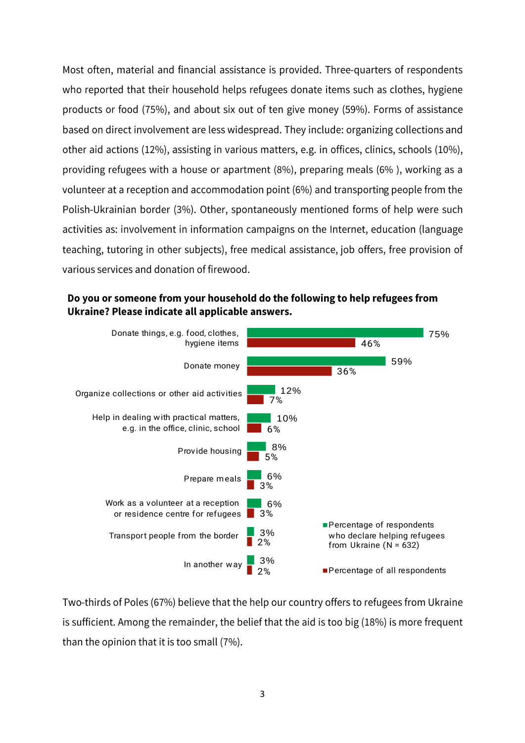Most often, material and financial assistance is provided. Three-quarters of respondents who reported that their household helps refugees donate items such as clothes, hygiene products or food (75%), and about six out of ten give money (59%). Forms of assistance based on direct involvement are less widespread. They include: organizing collections and other aid actions (12%), assisting in various matters, e.g. in offices, clinics, schools (10%), providing refugees with a house or apartment (8%), preparing meals (6% ), working as a volunteer at a reception and accommodation point (6%) and transporting people from the Polish-Ukrainian border (3%). Other, spontaneously mentioned forms of help were such activities as: involvement in information campaigns on the Internet, education (language teaching, tutoring in other subjects), free medical assistance, job offers, free provision of various services and donation of firewood.

**Do you or someone from your household do the following to help refugees from Ukraine? Please indicate all applicable answers.**

| | Percentage of respondents who declare helping refugees from Ukraine (N = 632) | Percentage of all respondents |
|---|---|---|
| Donate things, e.g. food, clothes, hygiene items | 75% | 46% |
| Donate money | 59% | 36% |
| Organize collections or other aid activities | 12% | 7% |
| Help in dealing with practical matters, e.g. in the office, clinic, school | 10% | 6% |
| Provide housing | 8% | 5% |
| Prepare meals | 6% | 3% |
| Work as a volunteer at a reception or residence centre for refugees | 6% | 3% |
| Transport people from the border | 3% | 2% |
| In another way | 3% | 2% |

Two-thirds of Poles (67%) believe that the help our country offers to refugees from Ukraine is sufficient. Among the remainder, the belief that the aid is too big (18%) is more frequent than the opinion that it is too small (7%).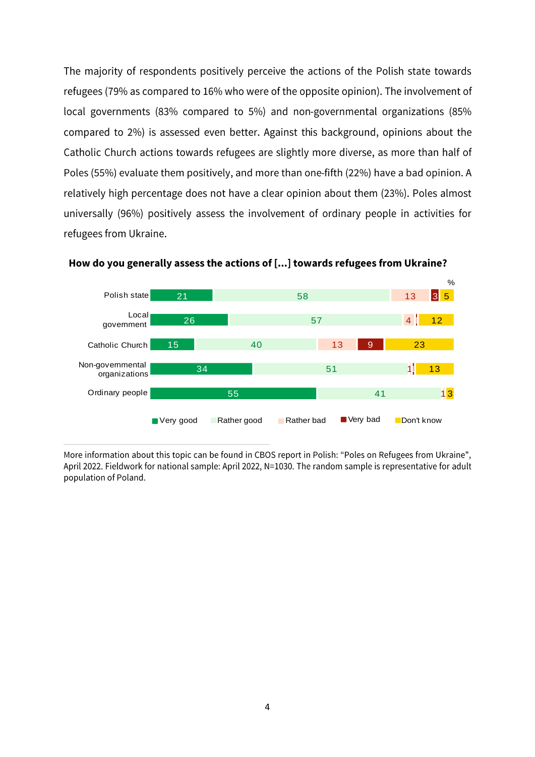The majority of respondents positively perceive the actions of the Polish state towards refugees (79% as compared to 16% who were of the opposite opinion). The involvement of local governments (83% compared to 5%) and non-governmental organizations (85% compared to 2%) is assessed even better. Against this background, opinions about the Catholic Church actions towards refugees are slightly more diverse, as more than half of Poles (55%) evaluate them positively, and more than one-fifth (22%) have a bad opinion. A relatively high percentage does not have a clear opinion about them (23%). Poles almost universally (96%) positively assess the involvement of ordinary people in activities for refugees from Ukraine.

**How do you generally assess the actions of [...] towards refugees from Ukraine?**

%

Polish state: 21, 58, 13, 3, 5

Local government: 26, 57, 4, 12

Catholic Church: 15, 40, 13, 9, 23

Non-governmental organizations: 34, 51, 1, 13

Ordinary people: 55, 41, 1, 3

Very good, Rather good, Rather bad, Very bad, Don't know

More information about this topic can be found in CBOS report in Polish: "Poles on Refugees from Ukraine", April 2022. Fieldwork for national sample: April 2022, N=1030. The random sample is representative for adult population of Poland.